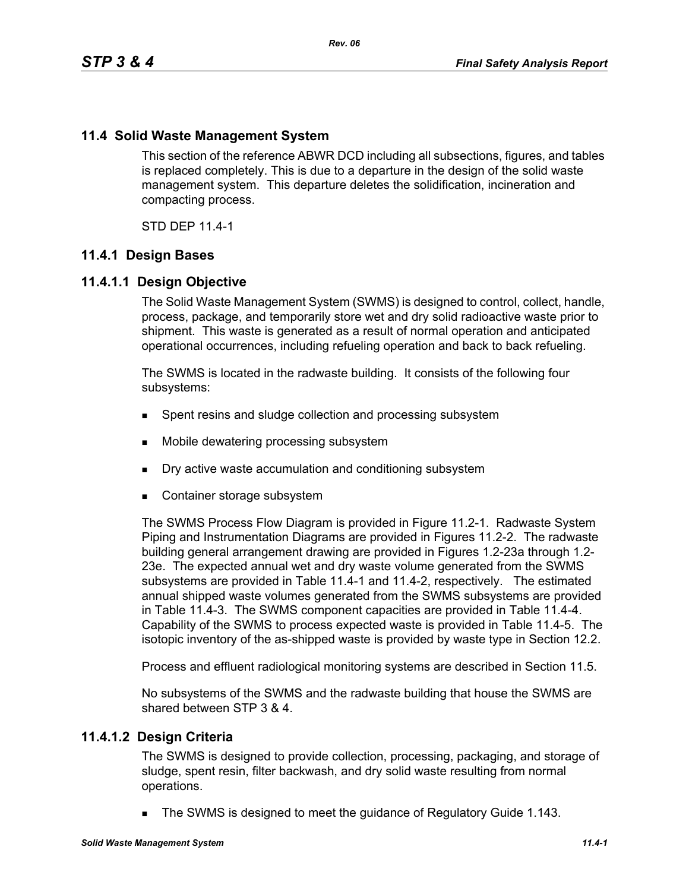## 11.4 Solid Waste Management System

This section of the reference ABWR DCD including all subsections, figures, and tables is replaced completely. This is due to a departure in the design of the solid waste management system. This departure deletes the solidification, incineration and compacting process.

STD DEP 11.4-1

### 11.4.1 Design Bases

#### 11.4.1.1 Design Objective

The Solid Waste Management System (SWMS) is designed to control, collect, handle, process, package, and temporarily store wet and dry solid radioactive waste prior to shipment. This waste is generated as a result of normal operation and anticipated operational occurrences, including refueling operation and back to back refueling.

The SWMS is located in the radwaste building. It consists of the following four subsystems:

- Spent resins and sludge collection and processing subsystem
- Mobile dewatering processing subsystem
- Dry active waste accumulation and conditioning subsystem
- Container storage subsystem

The SWMS Process Flow Diagram is provided in Figure 11.2-1. Radwaste System Piping and Instrumentation Diagrams are provided in Figures 11.2-2. The radwaste building general arrangement drawing are provided in Figures 1.2-23a through 1.2-23e. The expected annual wet and dry waste volume generated from the SWMS subsystems are provided in Table 11.4-1 and 11.4-2, respectively. The estimated annual shipped waste volumes generated from the SWMS subsystems are provided in Table 11.4-3. The SWMS component capacities are provided in Table 11.4-4. Capability of the SWMS to process expected waste is provided in Table 11.4-5. The isotopic inventory of the as-shipped waste is provided by waste type in Section 12.2.

Process and effluent radiological monitoring systems are described in Section 11.5.

No subsystems of the SWMS and the radwaste building that house the SWMS are shared between STP 3 & 4.

#### 11.4.1.2 Design Criteria

The SWMS is designed to provide collection, processing, packaging, and storage of sludge, spent resin, filter backwash, and dry solid waste resulting from normal operations.

- The SWMS is designed to meet the guidance of Regulatory Guide 1.143.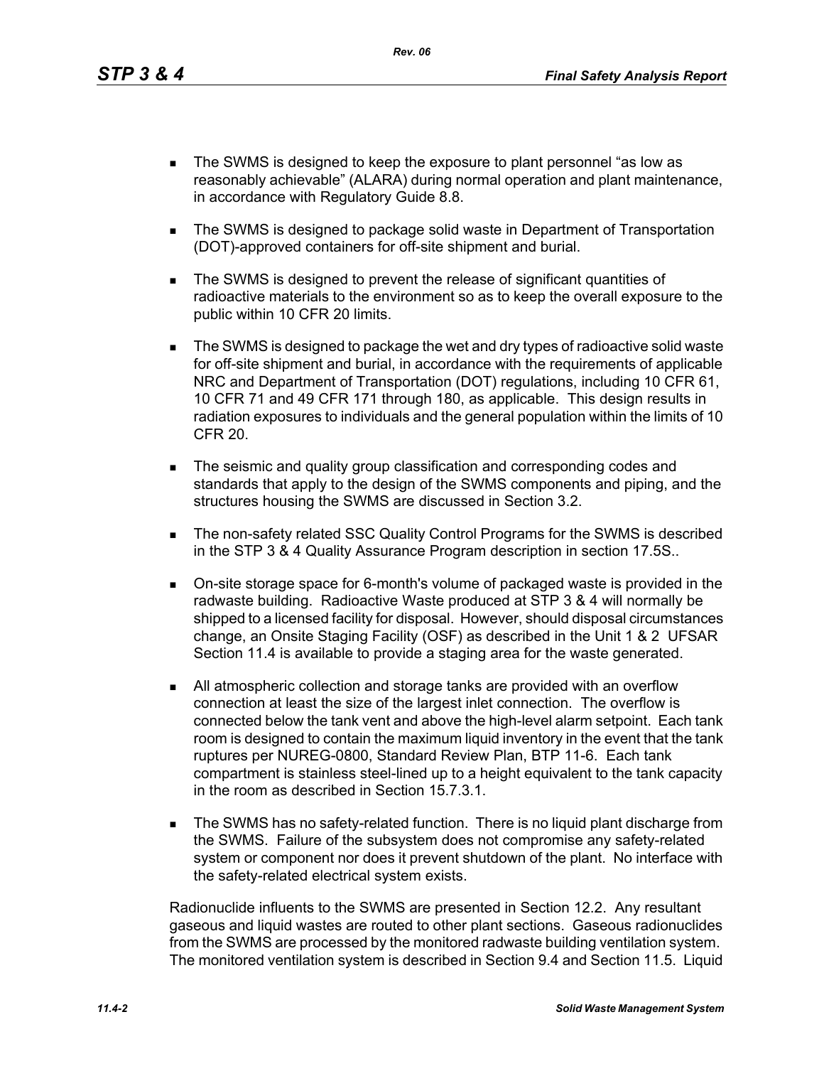- The SWMS is designed to keep the exposure to plant personnel “as low as reasonably achievable” (ALARA) during normal operation and plant maintenance, in accordance with Regulatory Guide 8.8.
- The SWMS is designed to package solid waste in Department of Transportation (DOT)-approved containers for off-site shipment and burial.
- The SWMS is designed to prevent the release of significant quantities of radioactive materials to the environment so as to keep the overall exposure to the public within 10 CFR 20 limits.
- The SWMS is designed to package the wet and dry types of radioactive solid waste for off-site shipment and burial, in accordance with the requirements of applicable NRC and Department of Transportation (DOT) regulations, including 10 CFR 61, 10 CFR 71 and 49 CFR 171 through 180, as applicable. This design results in radiation exposures to individuals and the general population within the limits of 10 CFR 20.
- The seismic and quality group classification and corresponding codes and standards that apply to the design of the SWMS components and piping, and the structures housing the SWMS are discussed in Section 3.2.
- The non-safety related SSC Quality Control Programs for the SWMS is described in the STP 3 & 4 Quality Assurance Program description in section 17.5S..
- On-site storage space for 6-month's volume of packaged waste is provided in the radwaste building. Radioactive Waste produced at STP 3 & 4 will normally be shipped to a licensed facility for disposal. However, should disposal circumstances change, an Onsite Staging Facility (OSF) as described in the Unit 1 & 2 UFSAR Section 11.4 is available to provide a staging area for the waste generated.
- All atmospheric collection and storage tanks are provided with an overflow connection at least the size of the largest inlet connection. The overflow is connected below the tank vent and above the high-level alarm setpoint. Each tank room is designed to contain the maximum liquid inventory in the event that the tank ruptures per NUREG-0800, Standard Review Plan, BTP 11-6. Each tank compartment is stainless steel-lined up to a height equivalent to the tank capacity in the room as described in Section 15.7.3.1.
- The SWMS has no safety-related function. There is no liquid plant discharge from the SWMS. Failure of the subsystem does not compromise any safety-related system or component nor does it prevent shutdown of the plant. No interface with the safety-related electrical system exists.

Radionuclide influents to the SWMS are presented in Section 12.2. Any resultant gaseous and liquid wastes are routed to other plant sections. Gaseous radionuclides from the SWMS are processed by the monitored radwaste building ventilation system. The monitored ventilation system is described in Section 9.4 and Section 11.5. Liquid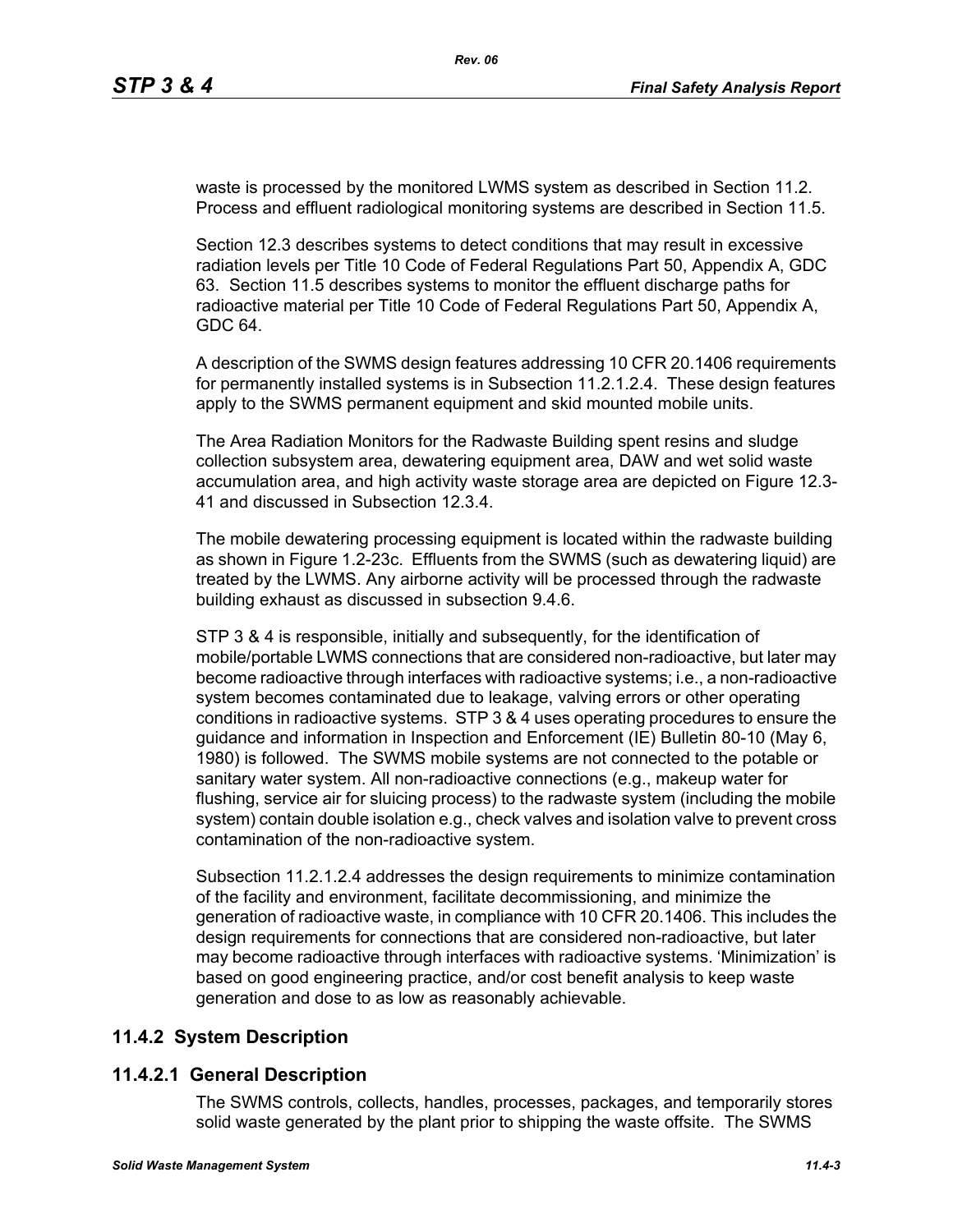waste is processed by the monitored LWMS system as described in Section 11.2. Process and effluent radiological monitoring systems are described in Section 11.5.

Section 12.3 describes systems to detect conditions that may result in excessive radiation levels per Title 10 Code of Federal Regulations Part 50, Appendix A, GDC 63. Section 11.5 describes systems to monitor the effluent discharge paths for radioactive material per Title 10 Code of Federal Regulations Part 50, Appendix A, GDC 64.

A description of the SWMS design features addressing 10 CFR 20.1406 requirements for permanently installed systems is in Subsection 11.2.1.2.4. These design features apply to the SWMS permanent equipment and skid mounted mobile units.

The Area Radiation Monitors for the Radwaste Building spent resins and sludge collection subsystem area, dewatering equipment area, DAW and wet solid waste accumulation area, and high activity waste storage area are depicted on Figure 12.3-41 and discussed in Subsection 12.3.4.

The mobile dewatering processing equipment is located within the radwaste building as shown in Figure 1.2-23c. Effluents from the SWMS (such as dewatering liquid) are treated by the LWMS. Any airborne activity will be processed through the radwaste building exhaust as discussed in subsection 9.4.6.

STP 3 & 4 is responsible, initially and subsequently, for the identification of mobile/portable LWMS connections that are considered non-radioactive, but later may become radioactive through interfaces with radioactive systems; i.e., a non-radioactive system becomes contaminated due to leakage, valving errors or other operating conditions in radioactive systems. STP 3 & 4 uses operating procedures to ensure the guidance and information in Inspection and Enforcement (IE) Bulletin 80-10 (May 6, 1980) is followed. The SWMS mobile systems are not connected to the potable or sanitary water system. All non-radioactive connections (e.g., makeup water for flushing, service air for sluicing process) to the radwaste system (including the mobile system) contain double isolation e.g., check valves and isolation valve to prevent cross contamination of the non-radioactive system.

Subsection 11.2.1.2.4 addresses the design requirements to minimize contamination of the facility and environment, facilitate decommissioning, and minimize the generation of radioactive waste, in compliance with 10 CFR 20.1406. This includes the design requirements for connections that are considered non-radioactive, but later may become radioactive through interfaces with radioactive systems. 'Minimization' is based on good engineering practice, and/or cost benefit analysis to keep waste generation and dose to as low as reasonably achievable.

## 11.4.2 System Description

### 11.4.2.1 General Description

The SWMS controls, collects, handles, processes, packages, and temporarily stores solid waste generated by the plant prior to shipping the waste offsite. The SWMS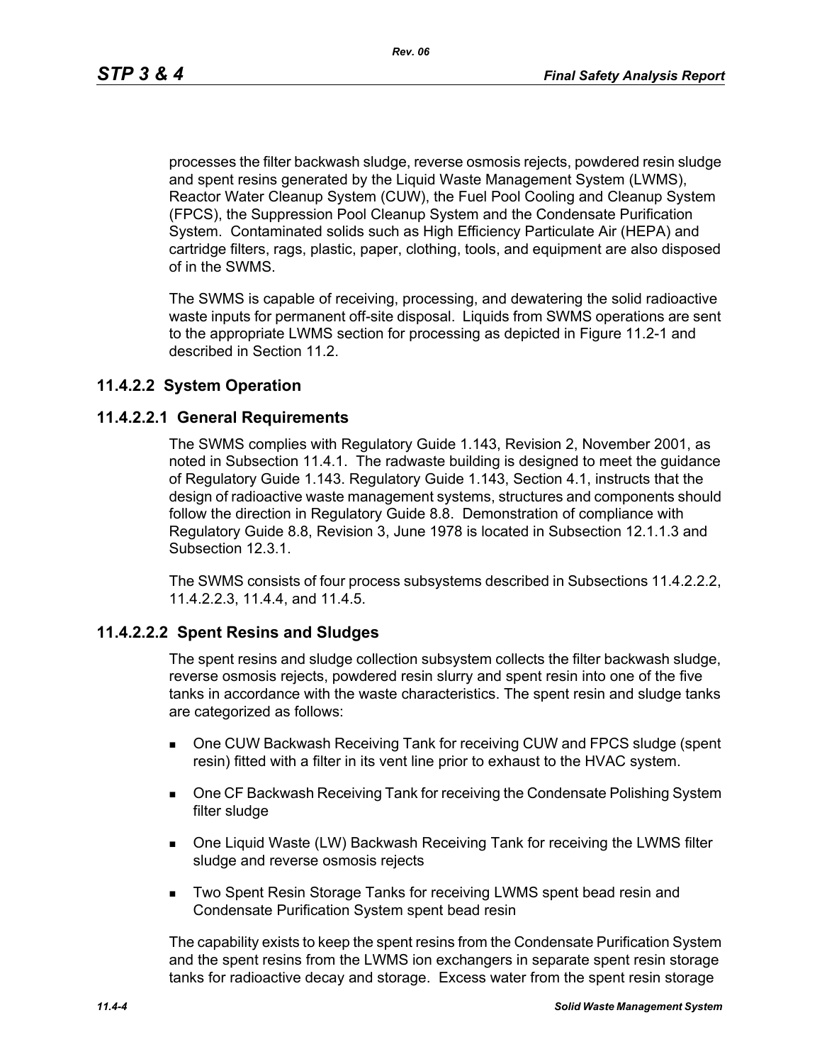processes the filter backwash sludge, reverse osmosis rejects, powdered resin sludge and spent resins generated by the Liquid Waste Management System (LWMS), Reactor Water Cleanup System (CUW), the Fuel Pool Cooling and Cleanup System (FPCS), the Suppression Pool Cleanup System and the Condensate Purification System. Contaminated solids such as High Efficiency Particulate Air (HEPA) and cartridge filters, rags, plastic, paper, clothing, tools, and equipment are also disposed of in the SWMS.

The SWMS is capable of receiving, processing, and dewatering the solid radioactive waste inputs for permanent off-site disposal. Liquids from SWMS operations are sent to the appropriate LWMS section for processing as depicted in Figure 11.2-1 and described in Section 11.2.

## 11.4.2.2 System Operation

### 11.4.2.2.1 General Requirements

The SWMS complies with Regulatory Guide 1.143, Revision 2, November 2001, as noted in Subsection 11.4.1. The radwaste building is designed to meet the guidance of Regulatory Guide 1.143. Regulatory Guide 1.143, Section 4.1, instructs that the design of radioactive waste management systems, structures and components should follow the direction in Regulatory Guide 8.8. Demonstration of compliance with Regulatory Guide 8.8, Revision 3, June 1978 is located in Subsection 12.1.1.3 and Subsection 12.3.1.

The SWMS consists of four process subsystems described in Subsections 11.4.2.2.2, 11.4.2.2.3, 11.4.4, and 11.4.5.

### 11.4.2.2.2 Spent Resins and Sludges

The spent resins and sludge collection subsystem collects the filter backwash sludge, reverse osmosis rejects, powdered resin slurry and spent resin into one of the five tanks in accordance with the waste characteristics. The spent resin and sludge tanks are categorized as follows:

- One CUW Backwash Receiving Tank for receiving CUW and FPCS sludge (spent resin) fitted with a filter in its vent line prior to exhaust to the HVAC system.
- One CF Backwash Receiving Tank for receiving the Condensate Polishing System filter sludge
- One Liquid Waste (LW) Backwash Receiving Tank for receiving the LWMS filter sludge and reverse osmosis rejects
- Two Spent Resin Storage Tanks for receiving LWMS spent bead resin and Condensate Purification System spent bead resin

The capability exists to keep the spent resins from the Condensate Purification System and the spent resins from the LWMS ion exchangers in separate spent resin storage tanks for radioactive decay and storage. Excess water from the spent resin storage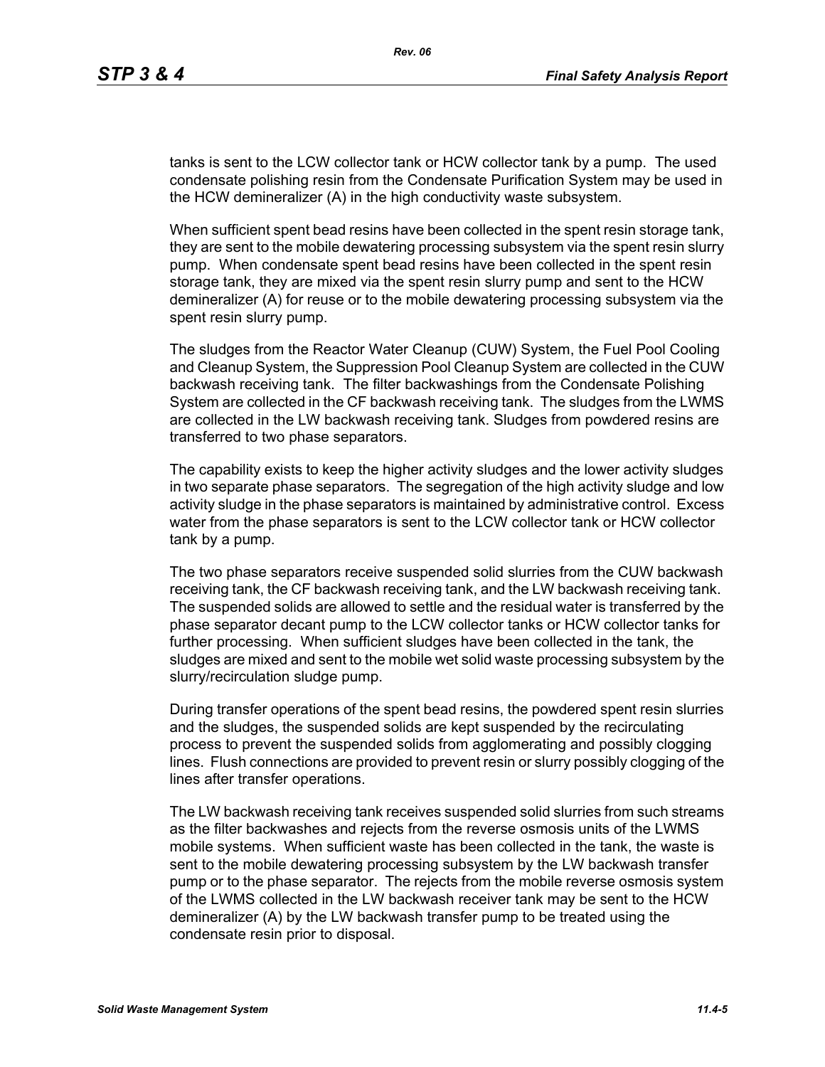tanks is sent to the LCW collector tank or HCW collector tank by a pump. The used condensate polishing resin from the Condensate Purification System may be used in the HCW demineralizer (A) in the high conductivity waste subsystem.

When sufficient spent bead resins have been collected in the spent resin storage tank, they are sent to the mobile dewatering processing subsystem via the spent resin slurry pump. When condensate spent bead resins have been collected in the spent resin storage tank, they are mixed via the spent resin slurry pump and sent to the HCW demineralizer (A) for reuse or to the mobile dewatering processing subsystem via the spent resin slurry pump.

The sludges from the Reactor Water Cleanup (CUW) System, the Fuel Pool Cooling and Cleanup System, the Suppression Pool Cleanup System are collected in the CUW backwash receiving tank. The filter backwashings from the Condensate Polishing System are collected in the CF backwash receiving tank. The sludges from the LWMS are collected in the LW backwash receiving tank. Sludges from powdered resins are transferred to two phase separators.

The capability exists to keep the higher activity sludges and the lower activity sludges in two separate phase separators. The segregation of the high activity sludge and low activity sludge in the phase separators is maintained by administrative control. Excess water from the phase separators is sent to the LCW collector tank or HCW collector tank by a pump.

The two phase separators receive suspended solid slurries from the CUW backwash receiving tank, the CF backwash receiving tank, and the LW backwash receiving tank. The suspended solids are allowed to settle and the residual water is transferred by the phase separator decant pump to the LCW collector tanks or HCW collector tanks for further processing. When sufficient sludges have been collected in the tank, the sludges are mixed and sent to the mobile wet solid waste processing subsystem by the slurry/recirculation sludge pump.

During transfer operations of the spent bead resins, the powdered spent resin slurries and the sludges, the suspended solids are kept suspended by the recirculating process to prevent the suspended solids from agglomerating and possibly clogging lines. Flush connections are provided to prevent resin or slurry possibly clogging of the lines after transfer operations.

The LW backwash receiving tank receives suspended solid slurries from such streams as the filter backwashes and rejects from the reverse osmosis units of the LWMS mobile systems. When sufficient waste has been collected in the tank, the waste is sent to the mobile dewatering processing subsystem by the LW backwash transfer pump or to the phase separator. The rejects from the mobile reverse osmosis system of the LWMS collected in the LW backwash receiver tank may be sent to the HCW demineralizer (A) by the LW backwash transfer pump to be treated using the condensate resin prior to disposal.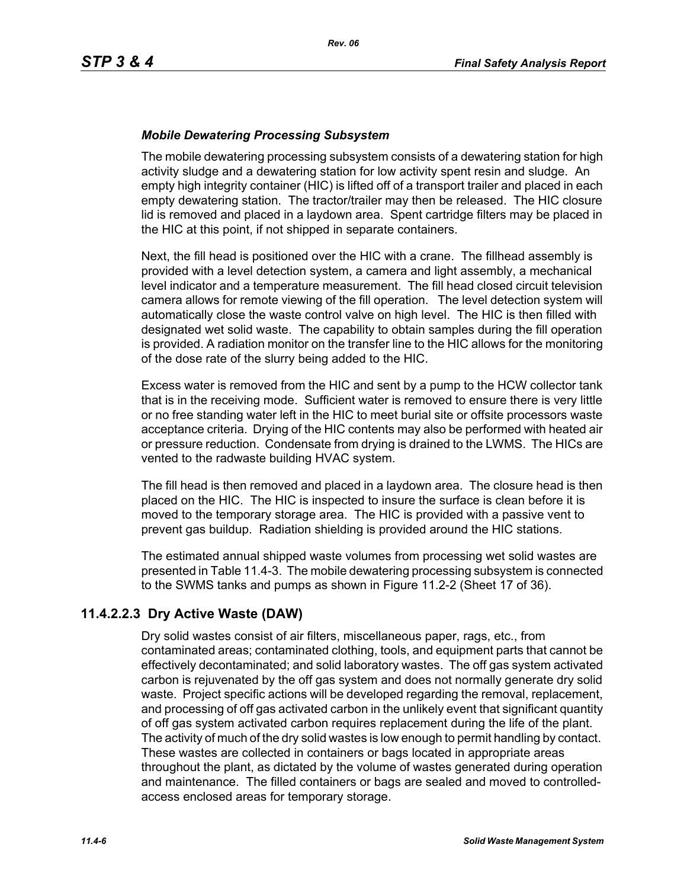*Mobile Dewatering Processing Subsystem*

The mobile dewatering processing subsystem consists of a dewatering station for high activity sludge and a dewatering station for low activity spent resin and sludge. An empty high integrity container (HIC) is lifted off of a transport trailer and placed in each empty dewatering station. The tractor/trailer may then be released. The HIC closure lid is removed and placed in a laydown area. Spent cartridge filters may be placed in the HIC at this point, if not shipped in separate containers.

Next, the fill head is positioned over the HIC with a crane. The fillhead assembly is provided with a level detection system, a camera and light assembly, a mechanical level indicator and a temperature measurement. The fill head closed circuit television camera allows for remote viewing of the fill operation. The level detection system will automatically close the waste control valve on high level. The HIC is then filled with designated wet solid waste. The capability to obtain samples during the fill operation is provided. A radiation monitor on the transfer line to the HIC allows for the monitoring of the dose rate of the slurry being added to the HIC.

Excess water is removed from the HIC and sent by a pump to the HCW collector tank that is in the receiving mode. Sufficient water is removed to ensure there is very little or no free standing water left in the HIC to meet burial site or offsite processors waste acceptance criteria. Drying of the HIC contents may also be performed with heated air or pressure reduction. Condensate from drying is drained to the LWMS. The HICs are vented to the radwaste building HVAC system.

The fill head is then removed and placed in a laydown area. The closure head is then placed on the HIC. The HIC is inspected to insure the surface is clean before it is moved to the temporary storage area. The HIC is provided with a passive vent to prevent gas buildup. Radiation shielding is provided around the HIC stations.

The estimated annual shipped waste volumes from processing wet solid wastes are presented in Table 11.4-3. The mobile dewatering processing subsystem is connected to the SWMS tanks and pumps as shown in Figure 11.2-2 (Sheet 17 of 36).

## 11.4.2.2.3 Dry Active Waste (DAW)

Dry solid wastes consist of air filters, miscellaneous paper, rags, etc., from contaminated areas; contaminated clothing, tools, and equipment parts that cannot be effectively decontaminated; and solid laboratory wastes. The off gas system activated carbon is rejuvenated by the off gas system and does not normally generate dry solid waste. Project specific actions will be developed regarding the removal, replacement, and processing of off gas activated carbon in the unlikely event that significant quantity of off gas system activated carbon requires replacement during the life of the plant. The activity of much of the dry solid wastes is low enough to permit handling by contact. These wastes are collected in containers or bags located in appropriate areas throughout the plant, as dictated by the volume of wastes generated during operation and maintenance. The filled containers or bags are sealed and moved to controlled-access enclosed areas for temporary storage.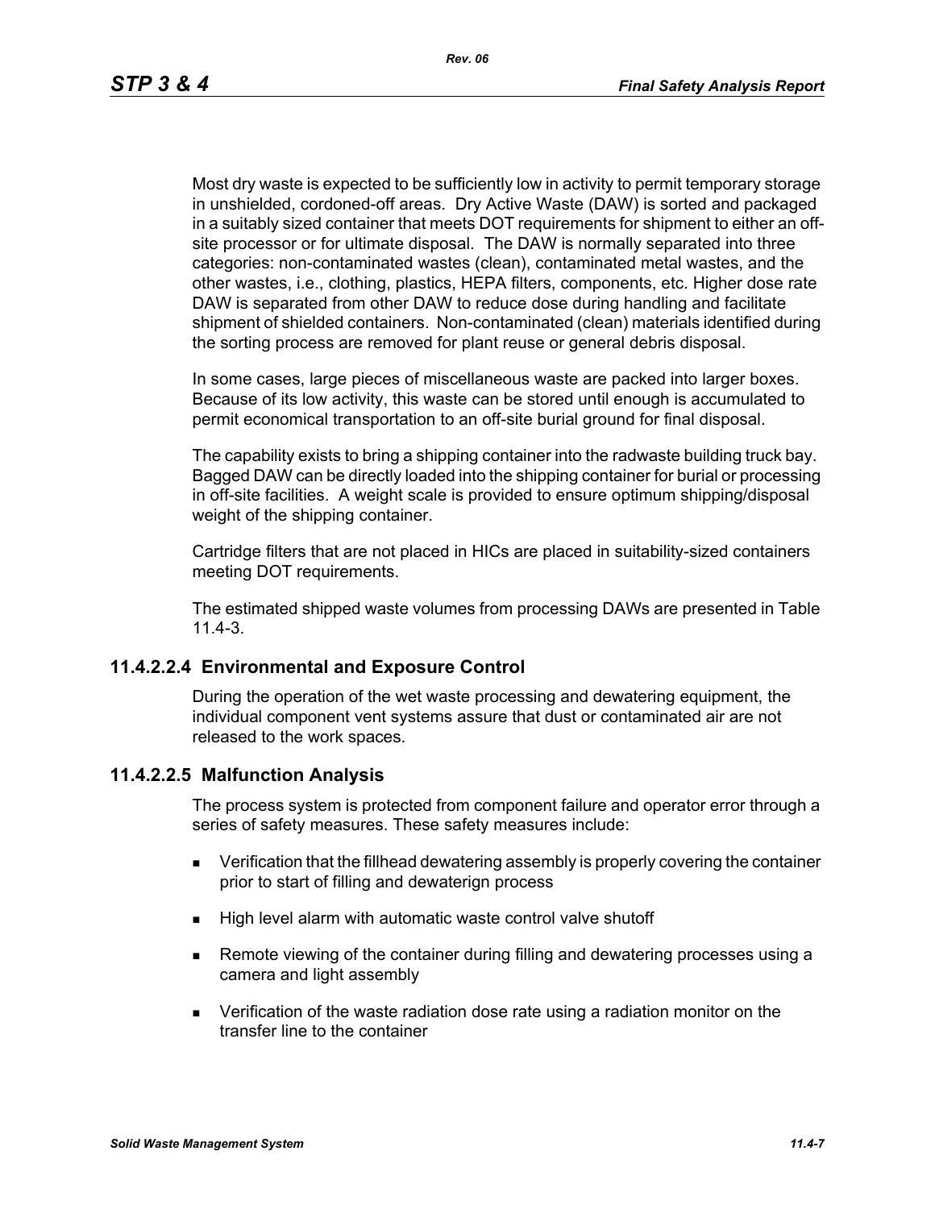Most dry waste is expected to be sufficiently low in activity to permit temporary storage in unshielded, cordoned-off areas. Dry Active Waste (DAW) is sorted and packaged in a suitably sized container that meets DOT requirements for shipment to either an off-site processor or for ultimate disposal. The DAW is normally separated into three categories: non-contaminated wastes (clean), contaminated metal wastes, and the other wastes, i.e., clothing, plastics, HEPA filters, components, etc. Higher dose rate DAW is separated from other DAW to reduce dose during handling and facilitate shipment of shielded containers. Non-contaminated (clean) materials identified during the sorting process are removed for plant reuse or general debris disposal.

In some cases, large pieces of miscellaneous waste are packed into larger boxes. Because of its low activity, this waste can be stored until enough is accumulated to permit economical transportation to an off-site burial ground for final disposal.

The capability exists to bring a shipping container into the radwaste building truck bay. Bagged DAW can be directly loaded into the shipping container for burial or processing in off-site facilities. A weight scale is provided to ensure optimum shipping/disposal weight of the shipping container.

Cartridge filters that are not placed in HICs are placed in suitability-sized containers meeting DOT requirements.

The estimated shipped waste volumes from processing DAWs are presented in Table 11.4-3.

### 11.4.2.2.4 Environmental and Exposure Control

During the operation of the wet waste processing and dewatering equipment, the individual component vent systems assure that dust or contaminated air are not released to the work spaces.

### 11.4.2.2.5 Malfunction Analysis

The process system is protected from component failure and operator error through a series of safety measures. These safety measures include:

- Verification that the fillhead dewatering assembly is properly covering the container prior to start of filling and dewaterign process
- High level alarm with automatic waste control valve shutoff
- Remote viewing of the container during filling and dewatering processes using a camera and light assembly
- Verification of the waste radiation dose rate using a radiation monitor on the transfer line to the container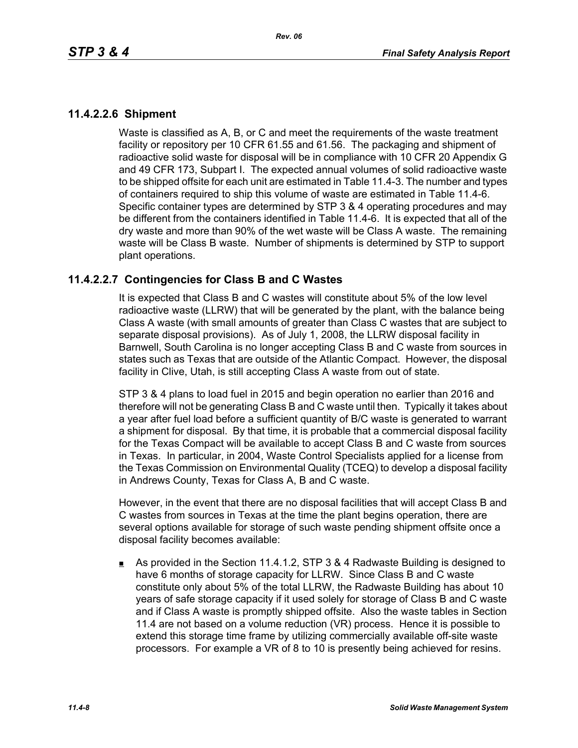### 11.4.2.2.6 Shipment

Waste is classified as A, B, or C and meet the requirements of the waste treatment facility or repository per 10 CFR 61.55 and 61.56. The packaging and shipment of radioactive solid waste for disposal will be in compliance with 10 CFR 20 Appendix G and 49 CFR 173, Subpart I. The expected annual volumes of solid radioactive waste to be shipped offsite for each unit are estimated in Table 11.4-3. The number and types of containers required to ship this volume of waste are estimated in Table 11.4-6. Specific container types are determined by STP 3 & 4 operating procedures and may be different from the containers identified in Table 11.4-6. It is expected that all of the dry waste and more than 90% of the wet waste will be Class A waste. The remaining waste will be Class B waste. Number of shipments is determined by STP to support plant operations.

### 11.4.2.2.7 Contingencies for Class B and C Wastes

It is expected that Class B and C wastes will constitute about 5% of the low level radioactive waste (LLRW) that will be generated by the plant, with the balance being Class A waste (with small amounts of greater than Class C wastes that are subject to separate disposal provisions). As of July 1, 2008, the LLRW disposal facility in Barnwell, South Carolina is no longer accepting Class B and C waste from sources in states such as Texas that are outside of the Atlantic Compact. However, the disposal facility in Clive, Utah, is still accepting Class A waste from out of state.

STP 3 & 4 plans to load fuel in 2015 and begin operation no earlier than 2016 and therefore will not be generating Class B and C waste until then. Typically it takes about a year after fuel load before a sufficient quantity of B/C waste is generated to warrant a shipment for disposal. By that time, it is probable that a commercial disposal facility for the Texas Compact will be available to accept Class B and C waste from sources in Texas. In particular, in 2004, Waste Control Specialists applied for a license from the Texas Commission on Environmental Quality (TCEQ) to develop a disposal facility in Andrews County, Texas for Class A, B and C waste.

However, in the event that there are no disposal facilities that will accept Class B and C wastes from sources in Texas at the time the plant begins operation, there are several options available for storage of such waste pending shipment offsite once a disposal facility becomes available:

- As provided in the Section 11.4.1.2, STP 3 & 4 Radwaste Building is designed to have 6 months of storage capacity for LLRW. Since Class B and C waste constitute only about 5% of the total LLRW, the Radwaste Building has about 10 years of safe storage capacity if it used solely for storage of Class B and C waste and if Class A waste is promptly shipped offsite. Also the waste tables in Section 11.4 are not based on a volume reduction (VR) process. Hence it is possible to extend this storage time frame by utilizing commercially available off-site waste processors. For example a VR of 8 to 10 is presently being achieved for resins.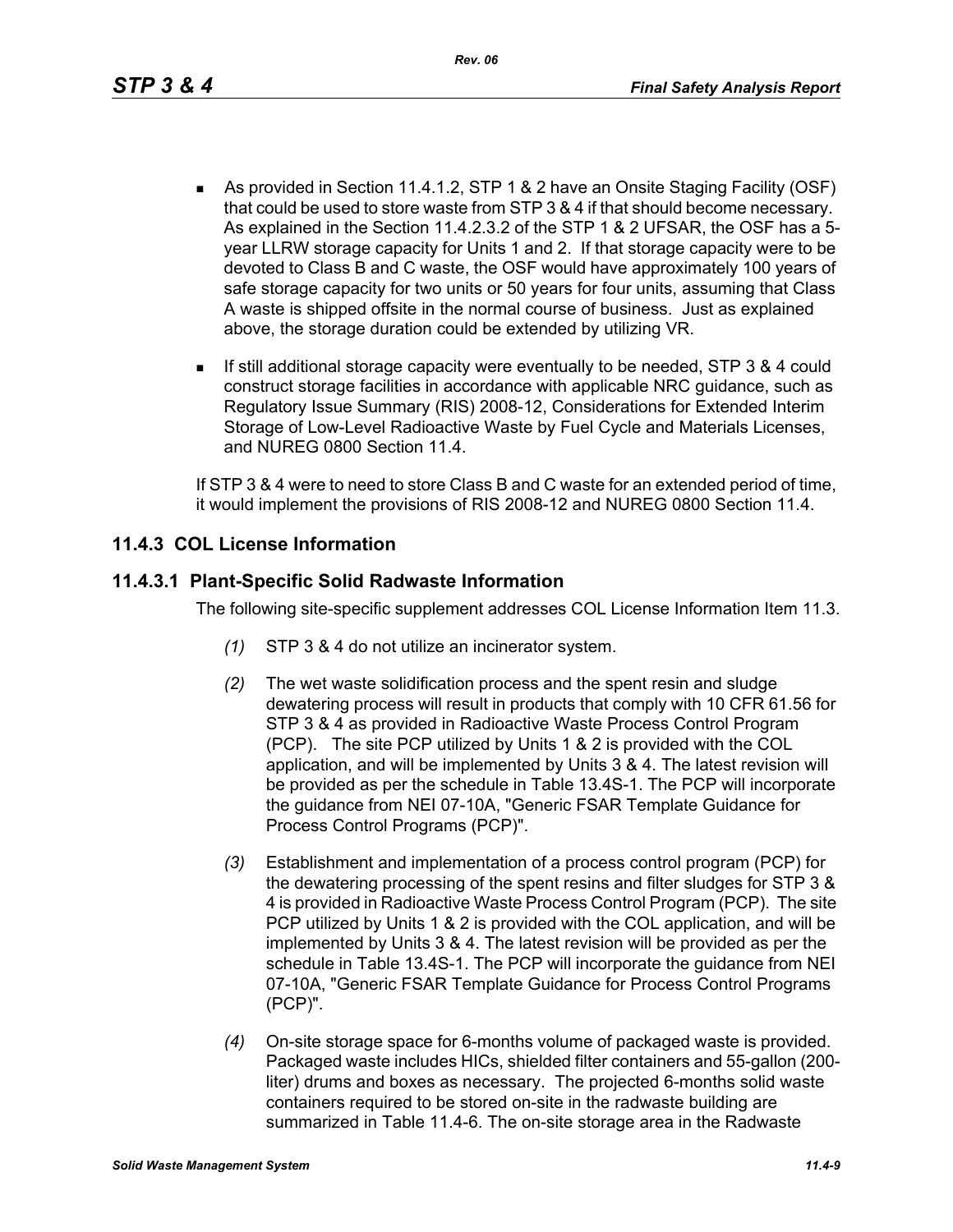- As provided in Section 11.4.1.2, STP 1 & 2 have an Onsite Staging Facility (OSF) that could be used to store waste from STP 3 & 4 if that should become necessary. As explained in the Section 11.4.2.3.2 of the STP 1 & 2 UFSAR, the OSF has a 5-year LLRW storage capacity for Units 1 and 2. If that storage capacity were to be devoted to Class B and C waste, the OSF would have approximately 100 years of safe storage capacity for two units or 50 years for four units, assuming that Class A waste is shipped offsite in the normal course of business. Just as explained above, the storage duration could be extended by utilizing VR.
- If still additional storage capacity were eventually to be needed, STP 3 & 4 could construct storage facilities in accordance with applicable NRC guidance, such as Regulatory Issue Summary (RIS) 2008-12, Considerations for Extended Interim Storage of Low-Level Radioactive Waste by Fuel Cycle and Materials Licenses, and NUREG 0800 Section 11.4.

If STP 3 & 4 were to need to store Class B and C waste for an extended period of time, it would implement the provisions of RIS 2008-12 and NUREG 0800 Section 11.4.

## 11.4.3 COL License Information

### 11.4.3.1 Plant-Specific Solid Radwaste Information

The following site-specific supplement addresses COL License Information Item 11.3.

*(1)* STP 3 & 4 do not utilize an incinerator system.

*(2)* The wet waste solidification process and the spent resin and sludge dewatering process will result in products that comply with 10 CFR 61.56 for STP 3 & 4 as provided in Radioactive Waste Process Control Program (PCP). The site PCP utilized by Units 1 & 2 is provided with the COL application, and will be implemented by Units 3 & 4. The latest revision will be provided as per the schedule in Table 13.4S-1. The PCP will incorporate the guidance from NEI 07-10A, "Generic FSAR Template Guidance for Process Control Programs (PCP)".

*(3)* Establishment and implementation of a process control program (PCP) for the dewatering processing of the spent resins and filter sludges for STP 3 & 4 is provided in Radioactive Waste Process Control Program (PCP). The site PCP utilized by Units 1 & 2 is provided with the COL application, and will be implemented by Units 3 & 4. The latest revision will be provided as per the schedule in Table 13.4S-1. The PCP will incorporate the guidance from NEI 07-10A, "Generic FSAR Template Guidance for Process Control Programs (PCP)".

*(4)* On-site storage space for 6-months volume of packaged waste is provided. Packaged waste includes HICs, shielded filter containers and 55-gallon (200-liter) drums and boxes as necessary. The projected 6-months solid waste containers required to be stored on-site in the radwaste building are summarized in Table 11.4-6. The on-site storage area in the Radwaste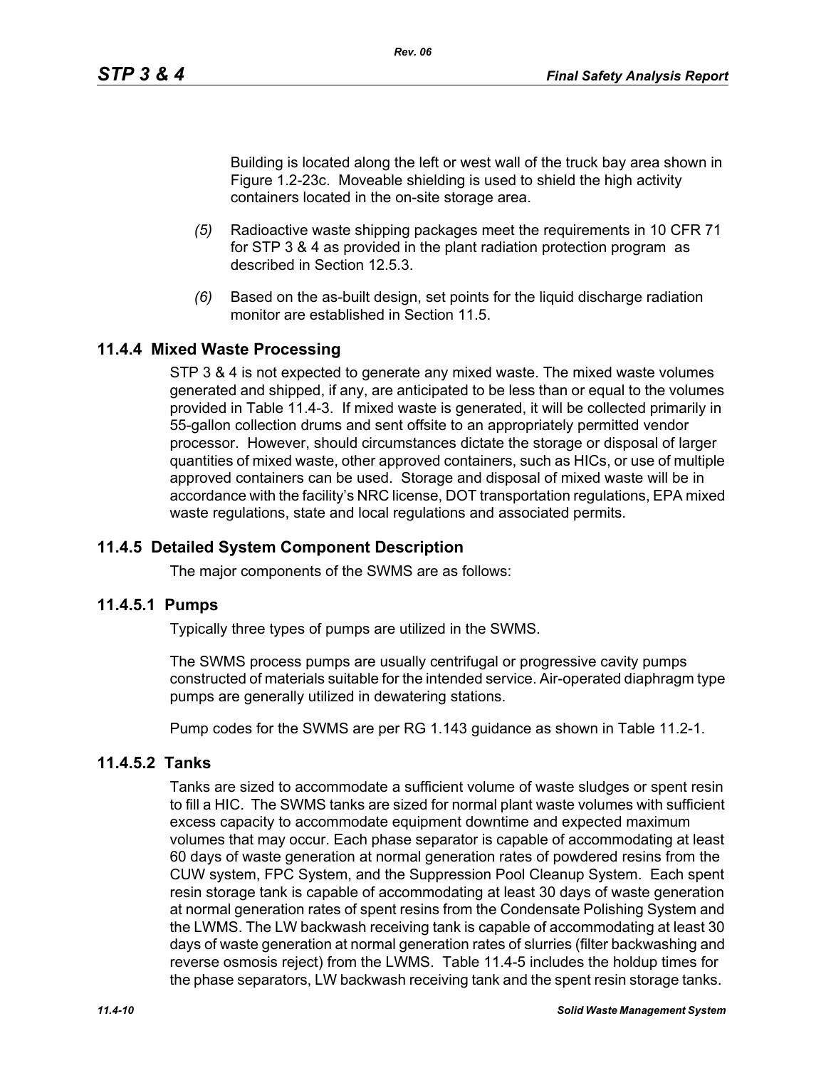Building is located along the left or west wall of the truck bay area shown in Figure 1.2-23c. Moveable shielding is used to shield the high activity containers located in the on-site storage area.

*(5)* Radioactive waste shipping packages meet the requirements in 10 CFR 71 for STP 3 & 4 as provided in the plant radiation protection program as described in Section 12.5.3.

*(6)* Based on the as-built design, set points for the liquid discharge radiation monitor are established in Section 11.5.

## 11.4.4 Mixed Waste Processing

STP 3 & 4 is not expected to generate any mixed waste. The mixed waste volumes generated and shipped, if any, are anticipated to be less than or equal to the volumes provided in Table 11.4-3. If mixed waste is generated, it will be collected primarily in 55-gallon collection drums and sent offsite to an appropriately permitted vendor processor. However, should circumstances dictate the storage or disposal of larger quantities of mixed waste, other approved containers, such as HICs, or use of multiple approved containers can be used. Storage and disposal of mixed waste will be in accordance with the facility's NRC license, DOT transportation regulations, EPA mixed waste regulations, state and local regulations and associated permits.

## 11.4.5 Detailed System Component Description

The major components of the SWMS are as follows:

### 11.4.5.1 Pumps

Typically three types of pumps are utilized in the SWMS.

The SWMS process pumps are usually centrifugal or progressive cavity pumps constructed of materials suitable for the intended service. Air-operated diaphragm type pumps are generally utilized in dewatering stations.

Pump codes for the SWMS are per RG 1.143 guidance as shown in Table 11.2-1.

### 11.4.5.2 Tanks

Tanks are sized to accommodate a sufficient volume of waste sludges or spent resin to fill a HIC. The SWMS tanks are sized for normal plant waste volumes with sufficient excess capacity to accommodate equipment downtime and expected maximum volumes that may occur. Each phase separator is capable of accommodating at least 60 days of waste generation at normal generation rates of powdered resins from the CUW system, FPC System, and the Suppression Pool Cleanup System. Each spent resin storage tank is capable of accommodating at least 30 days of waste generation at normal generation rates of spent resins from the Condensate Polishing System and the LWMS. The LW backwash receiving tank is capable of accommodating at least 30 days of waste generation at normal generation rates of slurries (filter backwashing and reverse osmosis reject) from the LWMS. Table 11.4-5 includes the holdup times for the phase separators, LW backwash receiving tank and the spent resin storage tanks.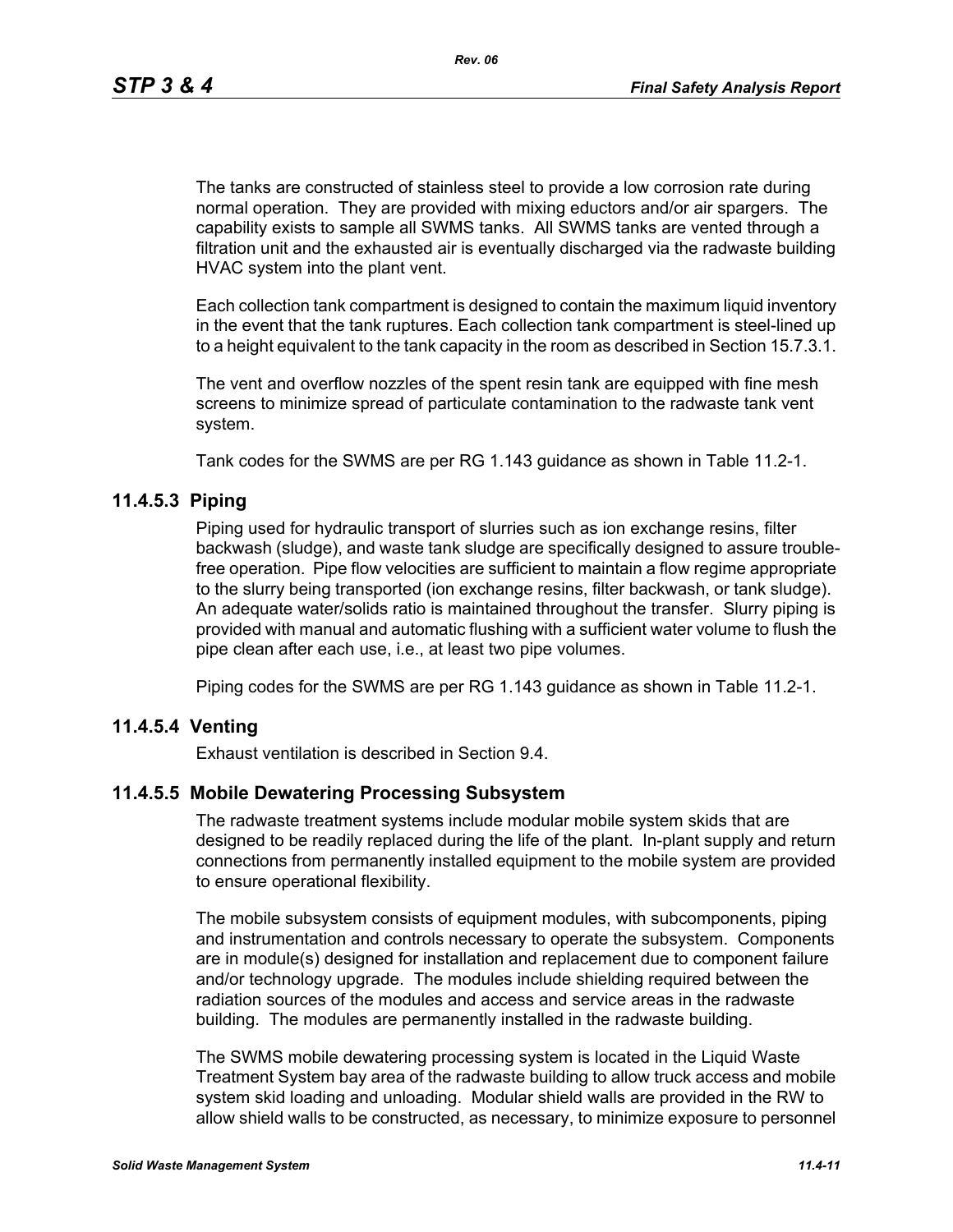The tanks are constructed of stainless steel to provide a low corrosion rate during normal operation. They are provided with mixing eductors and/or air spargers. The capability exists to sample all SWMS tanks. All SWMS tanks are vented through a filtration unit and the exhausted air is eventually discharged via the radwaste building HVAC system into the plant vent.

Each collection tank compartment is designed to contain the maximum liquid inventory in the event that the tank ruptures. Each collection tank compartment is steel-lined up to a height equivalent to the tank capacity in the room as described in Section 15.7.3.1.

The vent and overflow nozzles of the spent resin tank are equipped with fine mesh screens to minimize spread of particulate contamination to the radwaste tank vent system.

Tank codes for the SWMS are per RG 1.143 guidance as shown in Table 11.2-1.

### 11.4.5.3 Piping

Piping used for hydraulic transport of slurries such as ion exchange resins, filter backwash (sludge), and waste tank sludge are specifically designed to assure trouble-free operation. Pipe flow velocities are sufficient to maintain a flow regime appropriate to the slurry being transported (ion exchange resins, filter backwash, or tank sludge). An adequate water/solids ratio is maintained throughout the transfer. Slurry piping is provided with manual and automatic flushing with a sufficient water volume to flush the pipe clean after each use, i.e., at least two pipe volumes.

Piping codes for the SWMS are per RG 1.143 guidance as shown in Table 11.2-1.

### 11.4.5.4 Venting

Exhaust ventilation is described in Section 9.4.

### 11.4.5.5 Mobile Dewatering Processing Subsystem

The radwaste treatment systems include modular mobile system skids that are designed to be readily replaced during the life of the plant. In-plant supply and return connections from permanently installed equipment to the mobile system are provided to ensure operational flexibility.

The mobile subsystem consists of equipment modules, with subcomponents, piping and instrumentation and controls necessary to operate the subsystem. Components are in module(s) designed for installation and replacement due to component failure and/or technology upgrade. The modules include shielding required between the radiation sources of the modules and access and service areas in the radwaste building. The modules are permanently installed in the radwaste building.

The SWMS mobile dewatering processing system is located in the Liquid Waste Treatment System bay area of the radwaste building to allow truck access and mobile system skid loading and unloading. Modular shield walls are provided in the RW to allow shield walls to be constructed, as necessary, to minimize exposure to personnel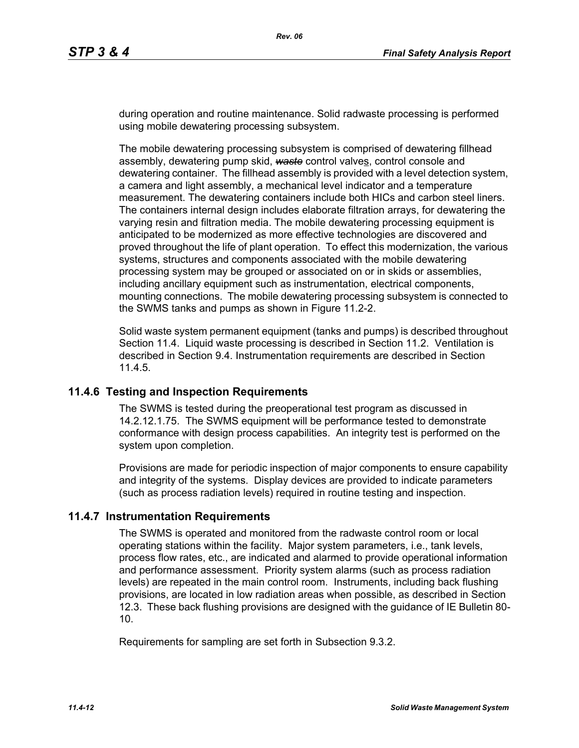during operation and routine maintenance. Solid radwaste processing is performed using mobile dewatering processing subsystem.

The mobile dewatering processing subsystem is comprised of dewatering fillhead assembly, dewatering pump skid, ~~*waste*~~ control valves, control console and dewatering container. The fillhead assembly is provided with a level detection system, a camera and light assembly, a mechanical level indicator and a temperature measurement. The dewatering containers include both HICs and carbon steel liners. The containers internal design includes elaborate filtration arrays, for dewatering the varying resin and filtration media. The mobile dewatering processing equipment is anticipated to be modernized as more effective technologies are discovered and proved throughout the life of plant operation. To effect this modernization, the various systems, structures and components associated with the mobile dewatering processing system may be grouped or associated on or in skids or assemblies, including ancillary equipment such as instrumentation, electrical components, mounting connections. The mobile dewatering processing subsystem is connected to the SWMS tanks and pumps as shown in Figure 11.2-2.

Solid waste system permanent equipment (tanks and pumps) is described throughout Section 11.4. Liquid waste processing is described in Section 11.2. Ventilation is described in Section 9.4. Instrumentation requirements are described in Section 11.4.5.

## 11.4.6 Testing and Inspection Requirements

The SWMS is tested during the preoperational test program as discussed in 14.2.12.1.75. The SWMS equipment will be performance tested to demonstrate conformance with design process capabilities. An integrity test is performed on the system upon completion.

Provisions are made for periodic inspection of major components to ensure capability and integrity of the systems. Display devices are provided to indicate parameters (such as process radiation levels) required in routine testing and inspection.

## 11.4.7 Instrumentation Requirements

The SWMS is operated and monitored from the radwaste control room or local operating stations within the facility. Major system parameters, i.e., tank levels, process flow rates, etc., are indicated and alarmed to provide operational information and performance assessment. Priority system alarms (such as process radiation levels) are repeated in the main control room. Instruments, including back flushing provisions, are located in low radiation areas when possible, as described in Section 12.3. These back flushing provisions are designed with the guidance of IE Bulletin 80-10.

Requirements for sampling are set forth in Subsection 9.3.2.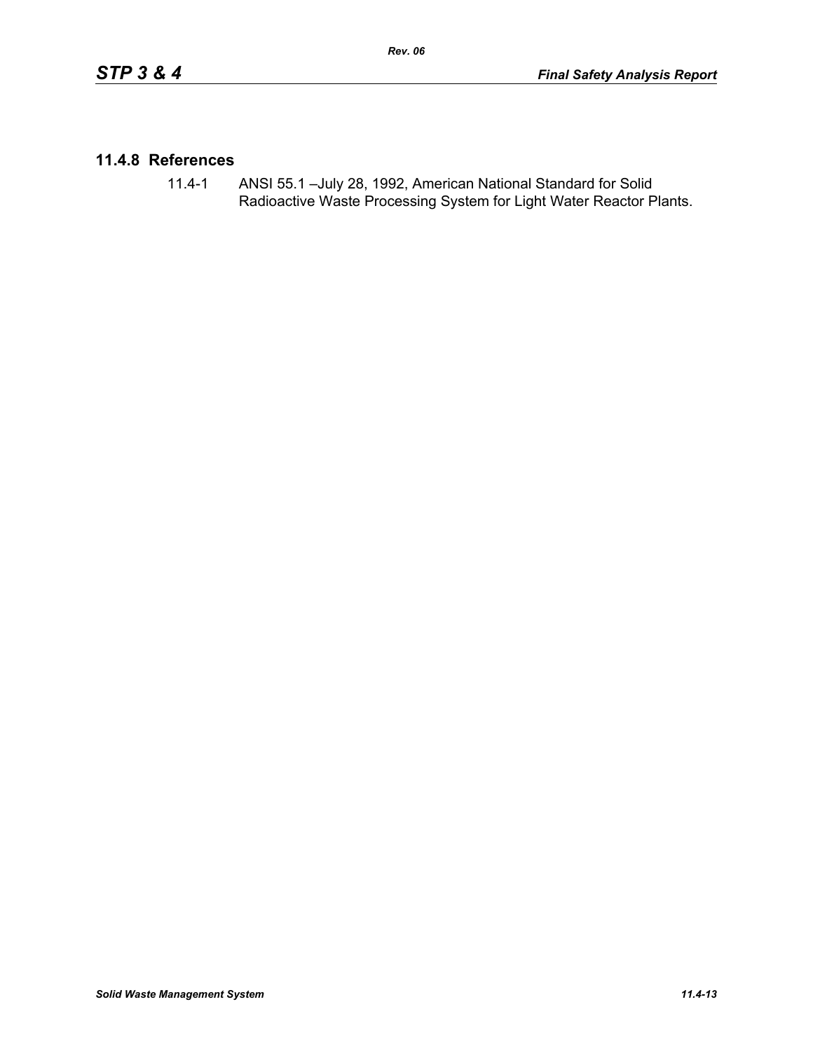## 11.4.8 References

11.4-1 ANSI 55.1 –July 28, 1992, American National Standard for Solid Radioactive Waste Processing System for Light Water Reactor Plants.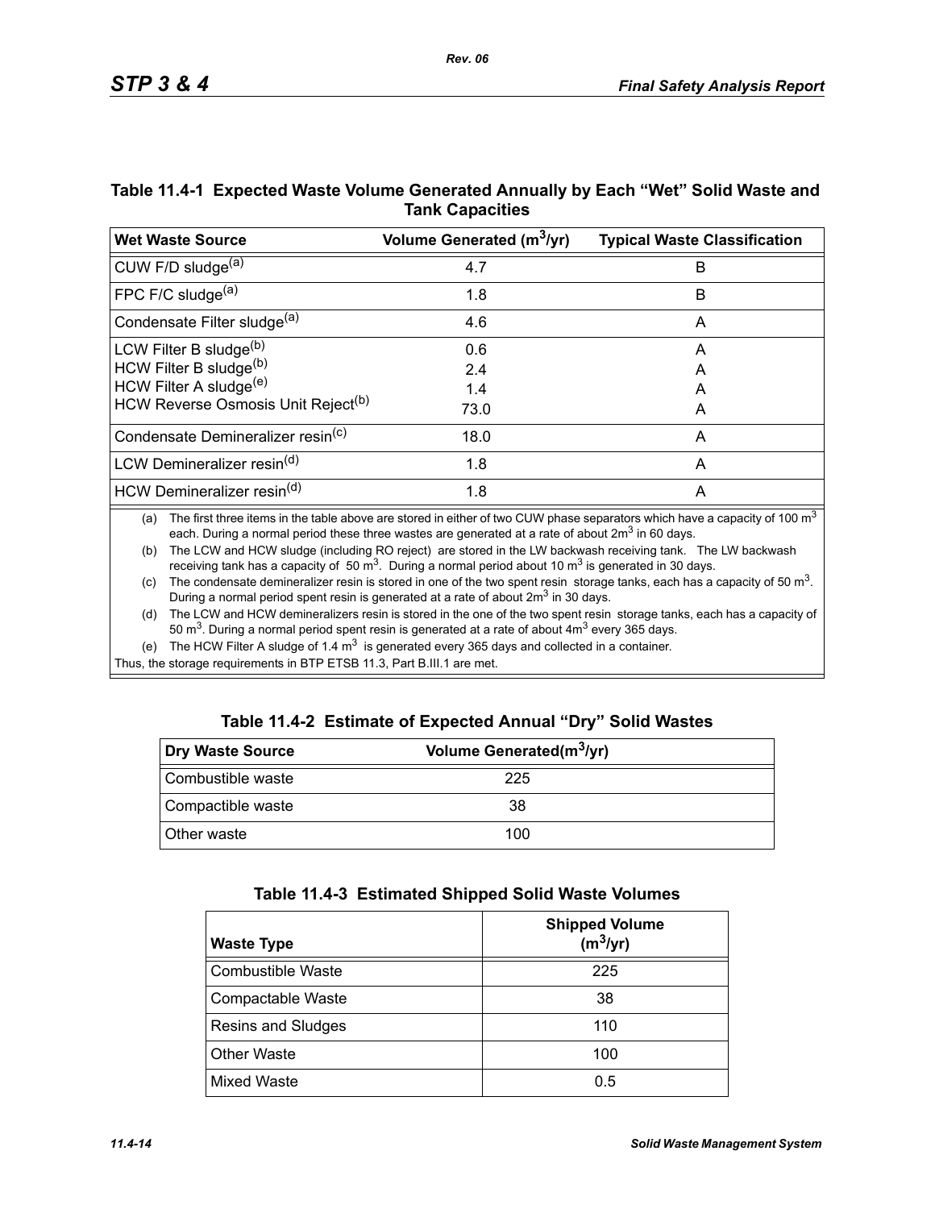## Table 11.4-1 Expected Waste Volume Generated Annually by Each "Wet" Solid Waste and Tank Capacities

| Wet Waste Source | Volume Generated ($m^3$/yr) | Typical Waste Classification |
|---|---|---|
| CUW F/D sludge[(a)] | 4.7 | B |
| FPC F/C sludge[(a)] | 1.8 | B |
| Condensate Filter sludge[(a)] | 4.6 | A |
| LCW Filter B sludge[(b)]<br>HCW Filter B sludge[(b)]<br>HCW Filter A sludge[(e)]<br>HCW Reverse Osmosis Unit Reject[(b)] | 0.6<br>2.4<br>1.4<br>73.0 | A<br>A<br>A<br>A |
| Condensate Demineralizer resin[(c)] | 18.0 | A |
| LCW Demineralizer resin[(d)] | 1.8 | A |
| HCW Demineralizer resin[(d)] | 1.8 | A |

(a) The first three items in the table above are stored in either of two CUW phase separators which have a capacity of 100 $m^3$ each. During a normal period these three wastes are generated at a rate of about 2$m^3$ in 60 days.

(b) The LCW and HCW sludge (including RO reject) are stored in the LW backwash receiving tank. The LW backwash receiving tank has a capacity of 50 $m^3$. During a normal period about 10 $m^3$ is generated in 30 days.

(c) The condensate demineralizer resin is stored in one of the two spent resin storage tanks, each has a capacity of 50 $m^3$. During a normal period spent resin is generated at a rate of about 2$m^3$ in 30 days.

(d) The LCW and HCW demineralizers resin is stored in the one of the two spent resin storage tanks, each has a capacity of 50 $m^3$. During a normal period spent resin is generated at a rate of about 4$m^3$ every 365 days.

(e) The HCW Filter A sludge of 1.4 $m^3$ is generated every 365 days and collected in a container.

Thus, the storage requirements in BTP ETSB 11.3, Part B.III.1 are met.

## Table 11.4-2 Estimate of Expected Annual "Dry" Solid Wastes

| Dry Waste Source | Volume Generated($m^3$/yr) |
|---|---|
| Combustible waste | 225 |
| Compactible waste | 38 |
| Other waste | 100 |

## Table 11.4-3 Estimated Shipped Solid Waste Volumes

| Waste Type | Shipped Volume ($m^3$/yr) |
|---|---|
| Combustible Waste | 225 |
| Compactable Waste | 38 |
| Resins and Sludges | 110 |
| Other Waste | 100 |
| Mixed Waste | 0.5 |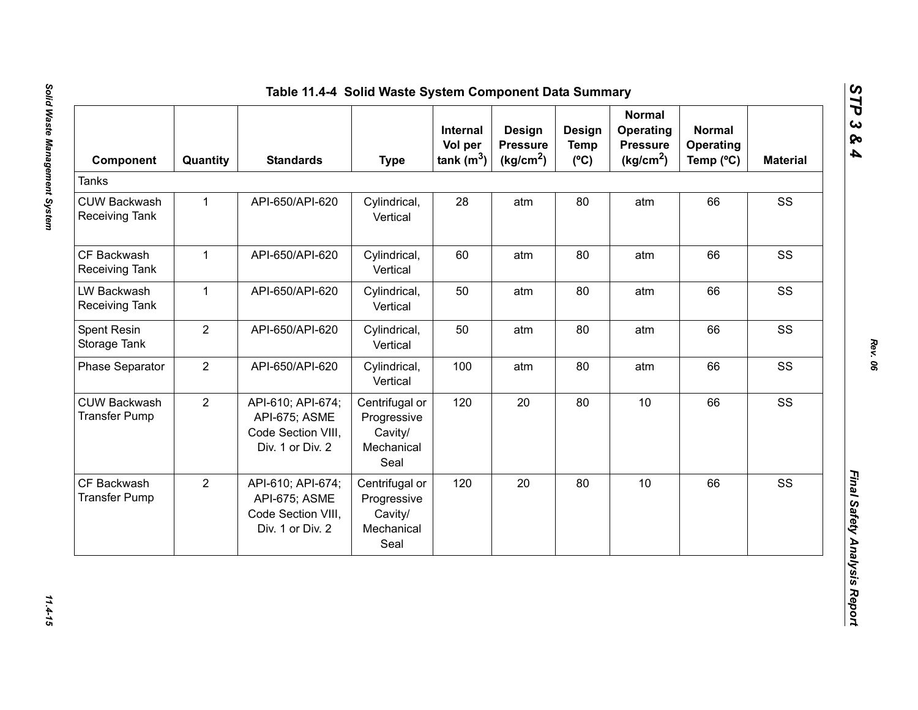## Table 11.4-4 Solid Waste System Component Data Summary

| Component | Quantity | Standards | Type | Internal Vol per tank ($m^3$) | Design Pressure ($kg/cm^2$) | Design Temp (ºC) | Normal Operating Pressure ($kg/cm^2$) | Normal Operating Temp (ºC) | Material |
|---|---|---|---|---|---|---|---|---|---|
| Tanks | | | | | | | | | |
| CUW Backwash Receiving Tank | 1 | API-650/API-620 | Cylindrical, Vertical | 28 | atm | 80 | atm | 66 | SS |
| CF Backwash Receiving Tank | 1 | API-650/API-620 | Cylindrical, Vertical | 60 | atm | 80 | atm | 66 | SS |
| LW Backwash Receiving Tank | 1 | API-650/API-620 | Cylindrical, Vertical | 50 | atm | 80 | atm | 66 | SS |
| Spent Resin Storage Tank | 2 | API-650/API-620 | Cylindrical, Vertical | 50 | atm | 80 | atm | 66 | SS |
| Phase Separator | 2 | API-650/API-620 | Cylindrical, Vertical | 100 | atm | 80 | atm | 66 | SS |
| CUW Backwash Transfer Pump | 2 | API-610; API-674; API-675; ASME Code Section VIII, Div. 1 or Div. 2 | Centrifugal or Progressive Cavity/ Mechanical Seal | 120 | 20 | 80 | 10 | 66 | SS |
| CF Backwash Transfer Pump | 2 | API-610; API-674; API-675; ASME Code Section VIII, Div. 1 or Div. 2 | Centrifugal or Progressive Cavity/ Mechanical Seal | 120 | 20 | 80 | 10 | 66 | SS |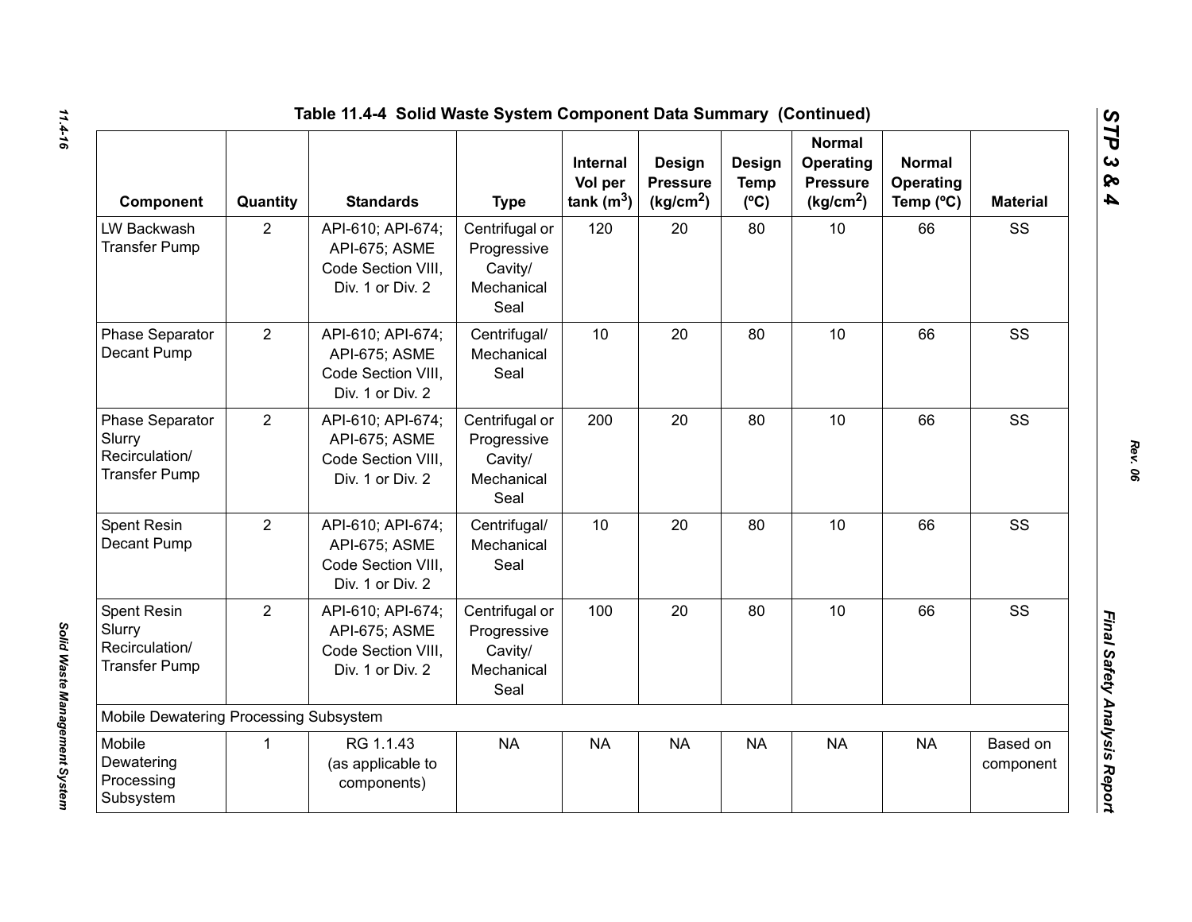### Table 11.4-4 Solid Waste System Component Data Summary (Continued)

| Component | Quantity | Standards | Type | Internal Vol per tank ($m^3$) | Design Pressure ($kg/cm^2$) | Design Temp (ºC) | Normal Operating Pressure ($kg/cm^2$) | Normal Operating Temp (ºC) | Material |
|---|---|---|---|---|---|---|---|---|---|
| LW Backwash Transfer Pump | 2 | API-610; API-674; API-675; ASME Code Section VIII, Div. 1 or Div. 2 | Centrifugal or Progressive Cavity/ Mechanical Seal | 120 | 20 | 80 | 10 | 66 | SS |
| Phase Separator Decant Pump | 2 | API-610; API-674; API-675; ASME Code Section VIII, Div. 1 or Div. 2 | Centrifugal/ Mechanical Seal | 10 | 20 | 80 | 10 | 66 | SS |
| Phase Separator Slurry Recirculation/ Transfer Pump | 2 | API-610; API-674; API-675; ASME Code Section VIII, Div. 1 or Div. 2 | Centrifugal or Progressive Cavity/ Mechanical Seal | 200 | 20 | 80 | 10 | 66 | SS |
| Spent Resin Decant Pump | 2 | API-610; API-674; API-675; ASME Code Section VIII, Div. 1 or Div. 2 | Centrifugal/ Mechanical Seal | 10 | 20 | 80 | 10 | 66 | SS |
| Spent Resin Slurry Recirculation/ Transfer Pump | 2 | API-610; API-674; API-675; ASME Code Section VIII, Div. 1 or Div. 2 | Centrifugal or Progressive Cavity/ Mechanical Seal | 100 | 20 | 80 | 10 | 66 | SS |
| Mobile Dewatering Processing Subsystem | | | | | | | | | |
| Mobile Dewatering Processing Subsystem | 1 | RG 1.1.43 (as applicable to components) | NA | NA | NA | NA | NA | NA | Based on component |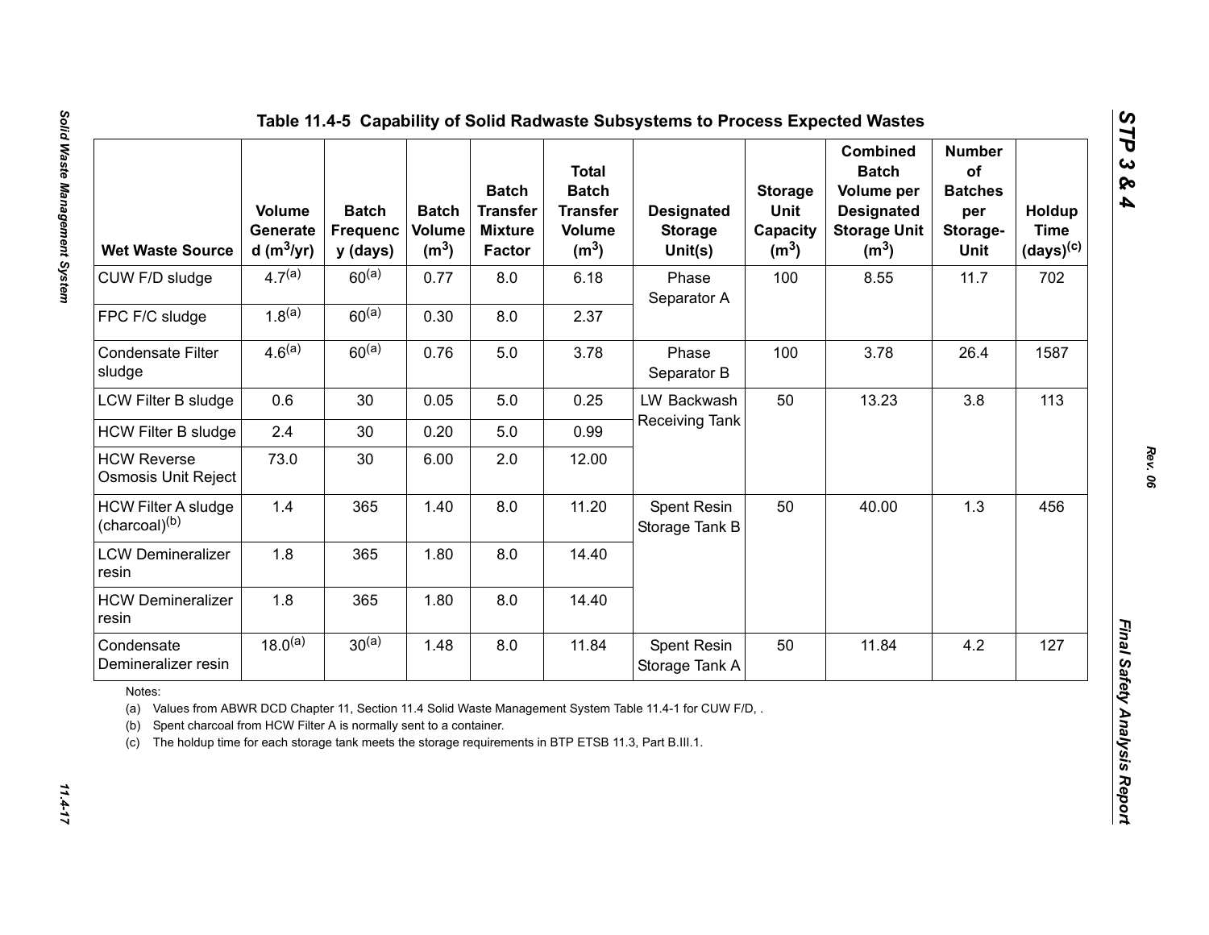# Table 11.4-5 Capability of Solid Radwaste Subsystems to Process Expected Wastes

| Wet Waste Source | Volume Generated ($m^3$/yr) | Batch Frequency (days) | Batch Volume ($m^3$) | Batch Transfer Mixture Factor | Total Batch Transfer Volume ($m^3$) | Designated Storage Unit(s) | Storage Unit Capacity ($m^3$) | Combined Batch Volume per Designated Storage Unit ($m^3$) | Number of Batches per Storage-Unit | Holdup Time (days)[c] |
|---|---|---|---|---|---|---|---|---|---|---|
| CUW F/D sludge | 4.7[a] | 60[a] | 0.77 | 8.0 | 6.18 | Phase Separator A | 100 | 8.55 | 11.7 | 702 |
| FPC F/C sludge | 1.8[a] | 60[a] | 0.30 | 8.0 | 2.37 | | | | | |
| Condensate Filter sludge | 4.6[a] | 60[a] | 0.76 | 5.0 | 3.78 | Phase Separator B | 100 | 3.78 | 26.4 | 1587 |
| LCW Filter B sludge | 0.6 | 30 | 0.05 | 5.0 | 0.25 | LW Backwash Receiving Tank | 50 | 13.23 | 3.8 | 113 |
| HCW Filter B sludge | 2.4 | 30 | 0.20 | 5.0 | 0.99 | | | | | |
| HCW Reverse Osmosis Unit Reject | 73.0 | 30 | 6.00 | 2.0 | 12.00 | | | | | |
| HCW Filter A sludge (charcoal)[b] | 1.4 | 365 | 1.40 | 8.0 | 11.20 | Spent Resin Storage Tank B | 50 | 40.00 | 1.3 | 456 |
| LCW Demineralizer resin | 1.8 | 365 | 1.80 | 8.0 | 14.40 | | | | | |
| HCW Demineralizer resin | 1.8 | 365 | 1.80 | 8.0 | 14.40 | | | | | |
| Condensate Demineralizer resin | 18.0[a] | 30[a] | 1.48 | 8.0 | 11.84 | Spent Resin Storage Tank A | 50 | 11.84 | 4.2 | 127 |

Notes:

(a) Values from ABWR DCD Chapter 11, Section 11.4 Solid Waste Management System Table 11.4-1 for CUW F/D, .

(b) Spent charcoal from HCW Filter A is normally sent to a container.

(c) The holdup time for each storage tank meets the storage requirements in BTP ETSB 11.3, Part B.III.1.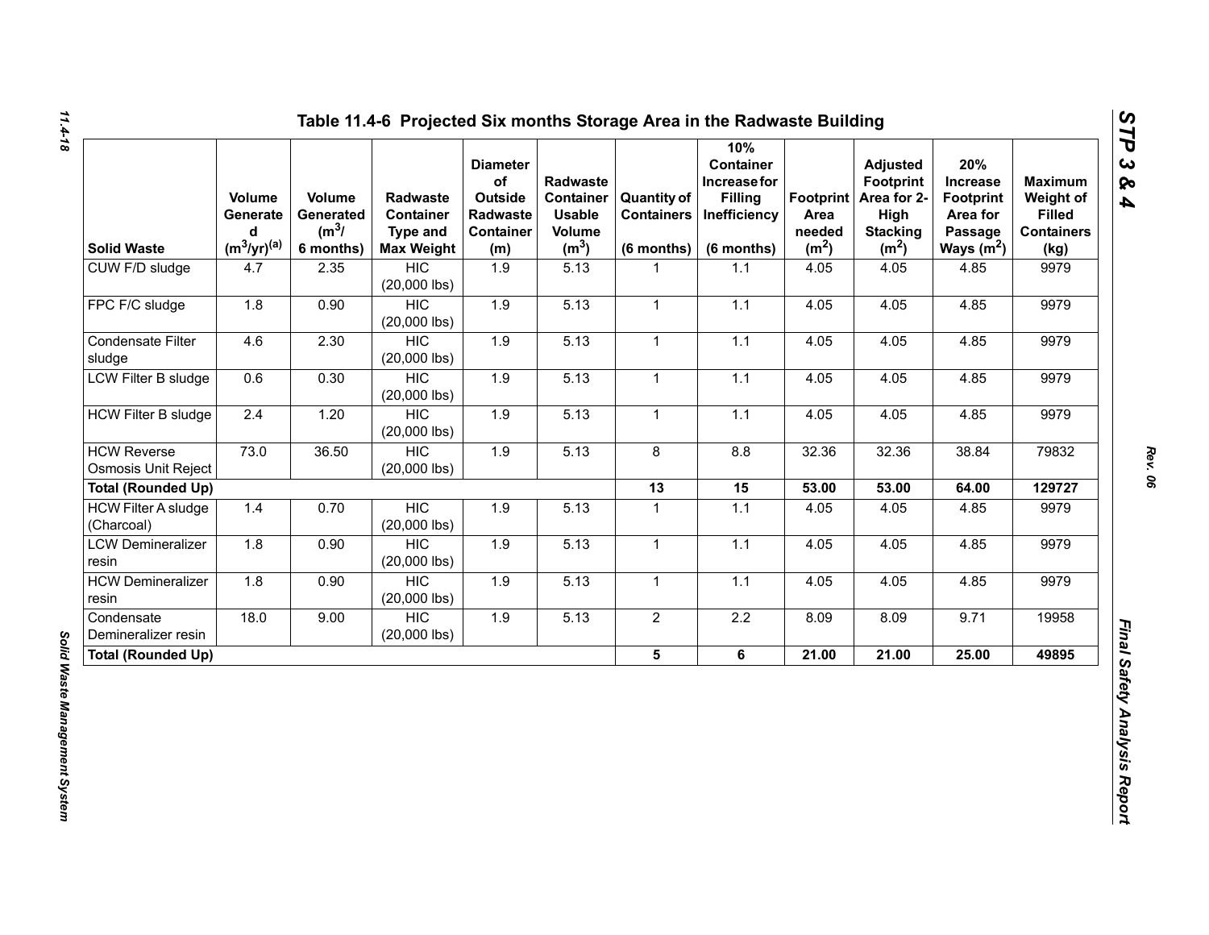## Table 11.4-6 Projected Six months Storage Area in the Radwaste Building

| Solid Waste | Volume Generated ($m^3$/yr)[(a)] | Volume Generated ($m^3$/ 6 months) | Radwaste Container Type and Max Weight | Diameter of Outside Radwaste Container (m) | Radwaste Container Usable Volume ($m^3$) | Quantity of Containers (6 months) | 10% Container Increase for Filling Inefficiency (6 months) | Footprint Area needed ($m^2$) | Adjusted Footprint Area for 2-High Stacking ($m^2$) | 20% Increase Footprint Area for Passage Ways ($m^2$) | Maximum Weight of Filled Containers (kg) |
|---|---|---|---|---|---|---|---|---|---|---|---|
| CUW F/D sludge | 4.7 | 2.35 | HIC (20,000 lbs) | 1.9 | 5.13 | 1 | 1.1 | 4.05 | 4.05 | 4.85 | 9979 |
| FPC F/C sludge | 1.8 | 0.90 | HIC (20,000 lbs) | 1.9 | 5.13 | 1 | 1.1 | 4.05 | 4.05 | 4.85 | 9979 |
| Condensate Filter sludge | 4.6 | 2.30 | HIC (20,000 lbs) | 1.9 | 5.13 | 1 | 1.1 | 4.05 | 4.05 | 4.85 | 9979 |
| LCW Filter B sludge | 0.6 | 0.30 | HIC (20,000 lbs) | 1.9 | 5.13 | 1 | 1.1 | 4.05 | 4.05 | 4.85 | 9979 |
| HCW Filter B sludge | 2.4 | 1.20 | HIC (20,000 lbs) | 1.9 | 5.13 | 1 | 1.1 | 4.05 | 4.05 | 4.85 | 9979 |
| HCW Reverse Osmosis Unit Reject | 73.0 | 36.50 | HIC (20,000 lbs) | 1.9 | 5.13 | 8 | 8.8 | 32.36 | 32.36 | 38.84 | 79832 |
| **Total (Rounded Up)** | | | | | | **13** | **15** | **53.00** | **53.00** | **64.00** | **129727** |
| HCW Filter A sludge (Charcoal) | 1.4 | 0.70 | HIC (20,000 lbs) | 1.9 | 5.13 | 1 | 1.1 | 4.05 | 4.05 | 4.85 | 9979 |
| LCW Demineralizer resin | 1.8 | 0.90 | HIC (20,000 lbs) | 1.9 | 5.13 | 1 | 1.1 | 4.05 | 4.05 | 4.85 | 9979 |
| HCW Demineralizer resin | 1.8 | 0.90 | HIC (20,000 lbs) | 1.9 | 5.13 | 1 | 1.1 | 4.05 | 4.05 | 4.85 | 9979 |
| Condensate Demineralizer resin | 18.0 | 9.00 | HIC (20,000 lbs) | 1.9 | 5.13 | 2 | 2.2 | 8.09 | 8.09 | 9.71 | 19958 |
| **Total (Rounded Up)** | | | | | | **5** | **6** | **21.00** | **21.00** | **25.00** | **49895** |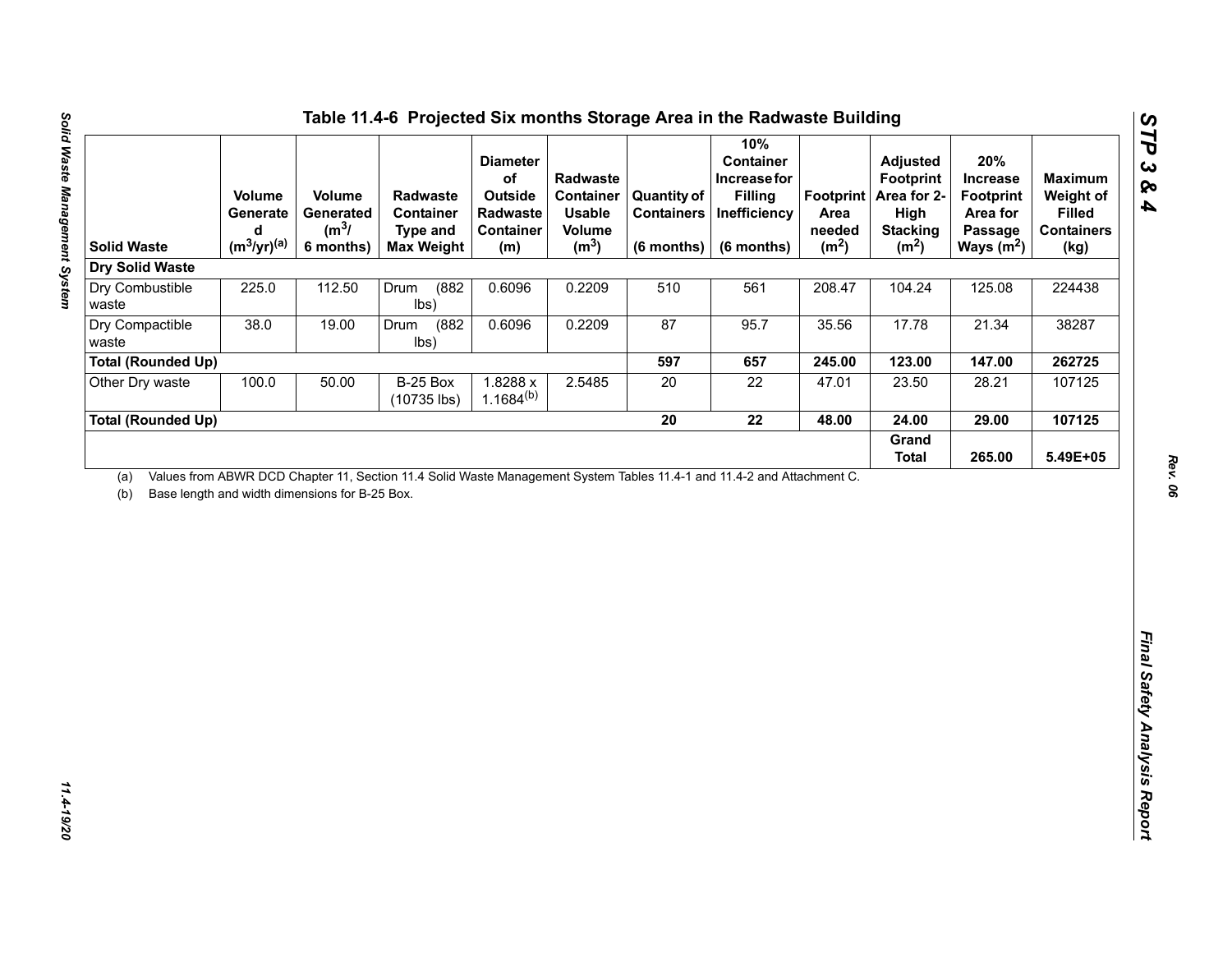## Table 11.4-6 Projected Six months Storage Area in the Radwaste Building

| Solid Waste | Volume Generated ($m^3$/yr)[(a)] | Volume Generated ($m^3$/ 6 months) | Radwaste Container Type and Max Weight | Diameter of Outside Radwaste Container (m) | Radwaste Container Usable Volume ($m^3$) | Quantity of Containers (6 months) | 10% Container Increase for Filling Inefficiency (6 months) | Footprint Area needed ($m^2$) | Adjusted Footprint Area for 2-High Stacking ($m^2$) | 20% Increase Footprint Area for Passage Ways ($m^2$) | Maximum Weight of Filled Containers (kg) |
|---|---|---|---|---|---|---|---|---|---|---|---|
| **Dry Solid Waste** | | | | | | | | | | | |
| Dry Combustible waste | 225.0 | 112.50 | Drum (882 lbs) | 0.6096 | 0.2209 | 510 | 561 | 208.47 | 104.24 | 125.08 | 224438 |
| Dry Compactible waste | 38.0 | 19.00 | Drum (882 lbs) | 0.6096 | 0.2209 | 87 | 95.7 | 35.56 | 17.78 | 21.34 | 38287 |
| **Total (Rounded Up)** | | | | | | **597** | **657** | **245.00** | **123.00** | **147.00** | **262725** |
| Other Dry waste | 100.0 | 50.00 | B-25 Box (10735 lbs) | 1.8288 x 1.1684[(b)] | 2.5485 | 20 | 22 | 47.01 | 23.50 | 28.21 | 107125 |
| **Total (Rounded Up)** | | | | | | **20** | **22** | **48.00** | **24.00** | **29.00** | **107125** |
| | | | | | | | | | **Grand Total** | **265.00** | **5.49E+05** |

(a) Values from ABWR DCD Chapter 11, Section 11.4 Solid Waste Management System Tables 11.4-1 and 11.4-2 and Attachment C.

(b) Base length and width dimensions for B-25 Box.